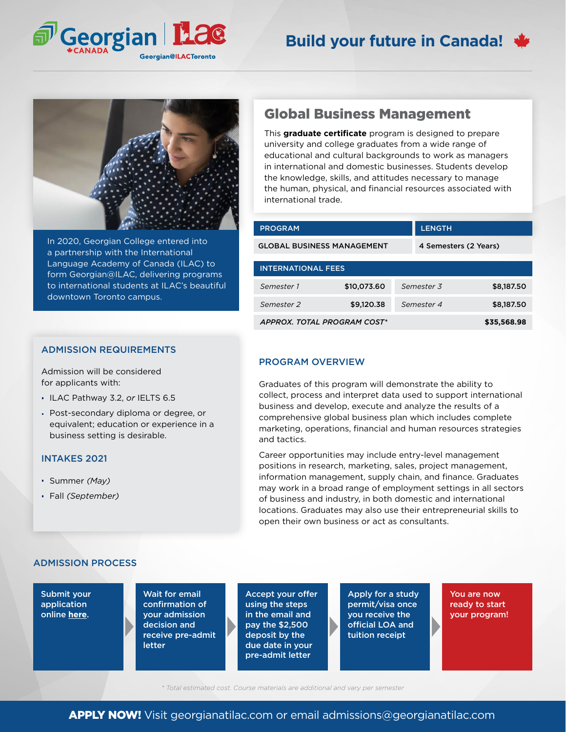Georgian CANADA | ILAC Georgian@ILACToronto

# Build your future in Canada!

In 2020, Georgian College entered into a partnership with the International Language Academy of Canada (ILAC) to form Georgian@ILAC, delivering programs to international students at ILAC's beautiful downtown Toronto campus.

## Global Business Management

This **graduate certificate** program is designed to prepare university and college graduates from a wide range of educational and cultural backgrounds to work as managers in international and domestic businesses. Students develop the knowledge, skills, and attitudes necessary to manage the human, physical, and financial resources associated with international trade.

| PROGRAM | LENGTH |
|---|---|
| GLOBAL BUSINESS MANAGEMENT | 4 Semesters (2 Years) |

| INTERNATIONAL FEES | | | |
|---|---|---|---|
| *Semester 1* | $10,073.60 | *Semester 3* | $8,187.50 |
| *Semester 2* | $9,120.38 | *Semester 4* | $8,187.50 |
| *APPROX. TOTAL PROGRAM COST** | | | $35,568.98 |

## ADMISSION REQUIREMENTS

Admission will be considered for applicants with:

- ILAC Pathway 3.2, *or* IELTS 6.5
- Post-secondary diploma or degree, or equivalent; education or experience in a business setting is desirable.

## INTAKES 2021

- Summer *(May)*
- Fall *(September)*

## PROGRAM OVERVIEW

Graduates of this program will demonstrate the ability to collect, process and interpret data used to support international business and develop, execute and analyze the results of a comprehensive global business plan which includes complete marketing, operations, financial and human resources strategies and tactics.

Career opportunities may include entry-level management positions in research, marketing, sales, project management, information management, supply chain, and finance. Graduates may work in a broad range of employment settings in all sectors of business and industry, in both domestic and international locations. Graduates may also use their entrepreneurial skills to open their own business or act as consultants.

## ADMISSION PROCESS

1. Submit your application online **here**.
2. Wait for email confirmation of your admission decision and receive pre-admit letter
3. Accept your offer using the steps in the email and pay the $2,500 deposit by the due date in your pre-admit letter
4. Apply for a study permit/visa once you receive the official LOA and tuition receipt
5. You are now ready to start your program!

*\* Total estimated cost. Course materials are additional and vary per semester*

**APPLY NOW!** Visit georgianatilac.com or email admissions@georgianatilac.com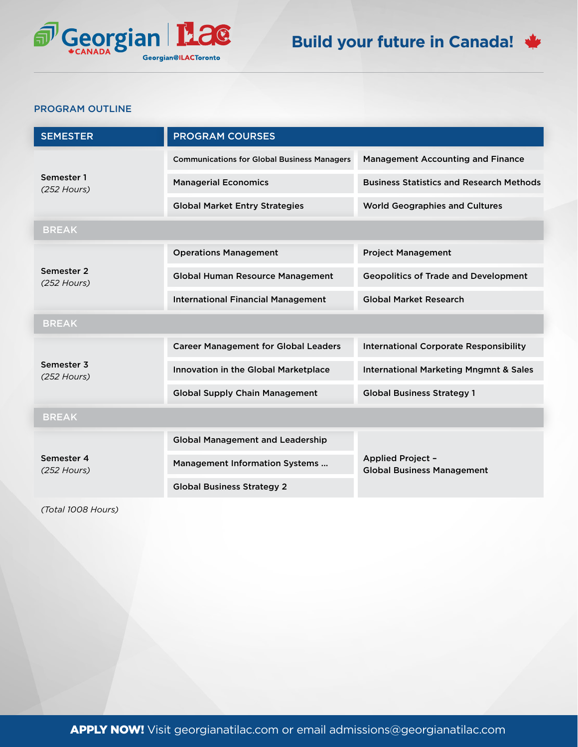Georgian CANADA | ILAC Georgian@ILACToronto

## Build your future in Canada!

### PROGRAM OUTLINE

| SEMESTER | PROGRAM COURSES | |
|---|---|---|
| Semester 1 *(252 Hours)* | Communications for Global Business Managers | Management Accounting and Finance |
| | Managerial Economics | Business Statistics and Research Methods |
| | Global Market Entry Strategies | World Geographies and Cultures |
| BREAK | | |
| Semester 2 *(252 Hours)* | Operations Management | Project Management |
| | Global Human Resource Management | Geopolitics of Trade and Development |
| | International Financial Management | Global Market Research |
| BREAK | | |
| Semester 3 *(252 Hours)* | Career Management for Global Leaders | International Corporate Responsibility |
| | Innovation in the Global Marketplace | International Marketing Mngmnt & Sales |
| | Global Supply Chain Management | Global Business Strategy 1 |
| BREAK | | |
| Semester 4 *(252 Hours)* | Global Management and Leadership | Applied Project – Global Business Management |
| | Management Information Systems ... | |
| | Global Business Strategy 2 | |

*(Total 1008 Hours)*

**APPLY NOW!** Visit georgianatilac.com or email admissions@georgianatilac.com